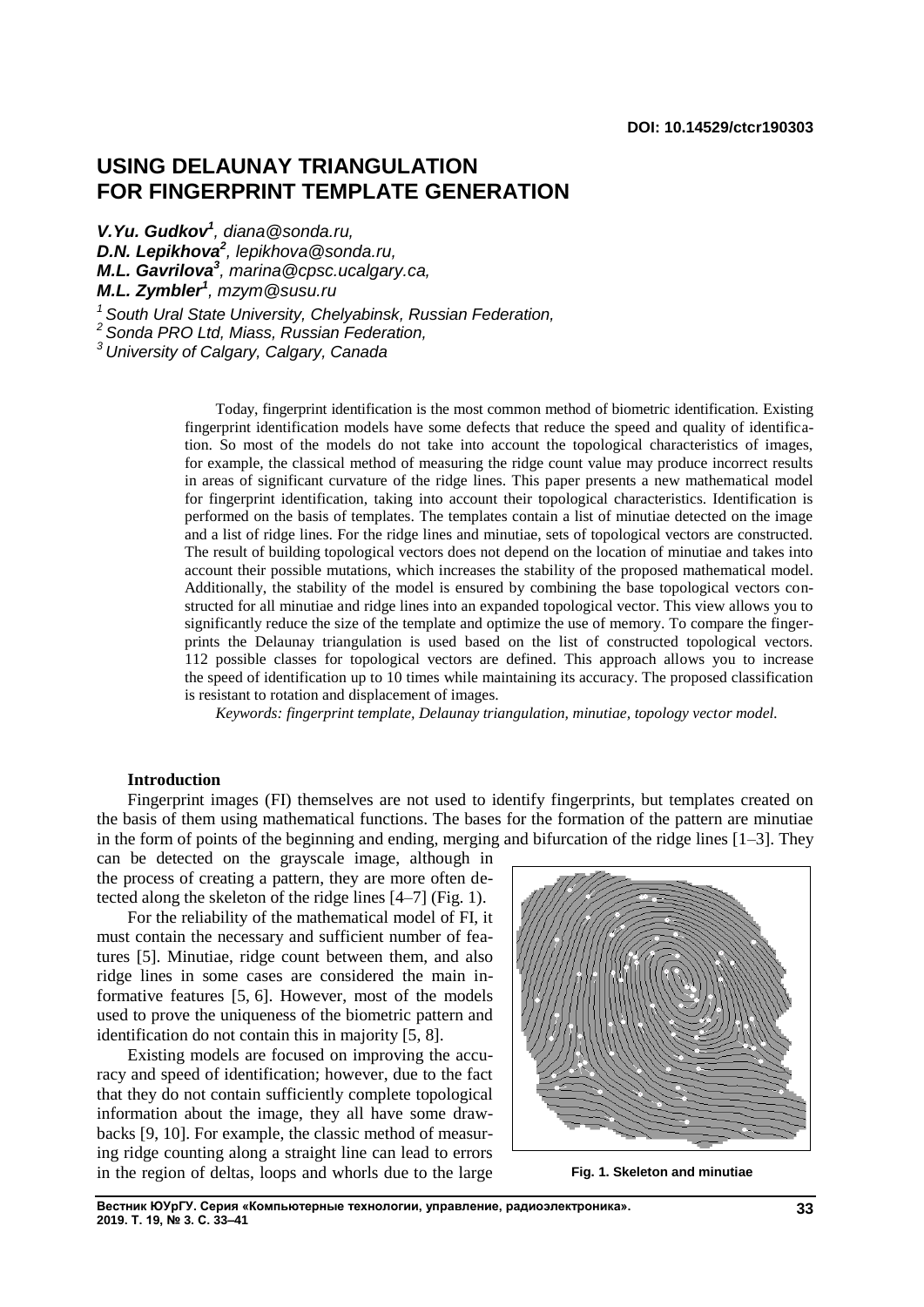**DOI: 10.14529/ctcr190303**

# USING DELAUNAY TRIANGULATION FOR FINGERPRINT TEMPLATE GENERATION

***V.Yu. Gudkov**[1], diana@sonda.ru,*
***D.N. Lepikhova**[2], lepikhova@sonda.ru,*
***M.L. Gavrilova**[3], marina@cpsc.ucalgary.ca,*
***M.L. Zymbler**[1], mzym@susu.ru*

*[1] South Ural State University, Chelyabinsk, Russian Federation,*
*[2] Sonda PRO Ltd, Miass, Russian Federation,*
*[3] University of Calgary, Calgary, Canada*

Today, fingerprint identification is the most common method of biometric identification. Existing fingerprint identification models have some defects that reduce the speed and quality of identification. So most of the models do not take into account the topological characteristics of images, for example, the classical method of measuring the ridge count value may produce incorrect results in areas of significant curvature of the ridge lines. This paper presents a new mathematical model for fingerprint identification, taking into account their topological characteristics. Identification is performed on the basis of templates. The templates contain a list of minutiae detected on the image and a list of ridge lines. For the ridge lines and minutiae, sets of topological vectors are constructed. The result of building topological vectors does not depend on the location of minutiae and takes into account their possible mutations, which increases the stability of the proposed mathematical model. Additionally, the stability of the model is ensured by combining the base topological vectors constructed for all minutiae and ridge lines into an expanded topological vector. This view allows you to significantly reduce the size of the template and optimize the use of memory. To compare the fingerprints the Delaunay triangulation is used based on the list of constructed topological vectors. 112 possible classes for topological vectors are defined. This approach allows you to increase the speed of identification up to 10 times while maintaining its accuracy. The proposed classification is resistant to rotation and displacement of images.

*Keywords: fingerprint template, Delaunay triangulation, minutiae, topology vector model.*

## Introduction

Fingerprint images (FI) themselves are not used to identify fingerprints, but templates created on the basis of them using mathematical functions. The bases for the formation of the pattern are minutiae in the form of points of the beginning and ending, merging and bifurcation of the ridge lines [1–3]. They can be detected on the grayscale image, although in the process of creating a pattern, they are more often detected along the skeleton of the ridge lines [4–7] (Fig. 1).

Fig. 1. Skeleton and minutiae

For the reliability of the mathematical model of FI, it must contain the necessary and sufficient number of features [5]. Minutiae, ridge count between them, and also ridge lines in some cases are considered the main informative features [5, 6]. However, most of the models used to prove the uniqueness of the biometric pattern and identification do not contain this in majority [5, 8].

Existing models are focused on improving the accuracy and speed of identification; however, due to the fact that they do not contain sufficiently complete topological information about the image, they all have some drawbacks [9, 10]. For example, the classic method of measuring ridge counting along a straight line can lead to errors in the region of deltas, loops and whorls due to the large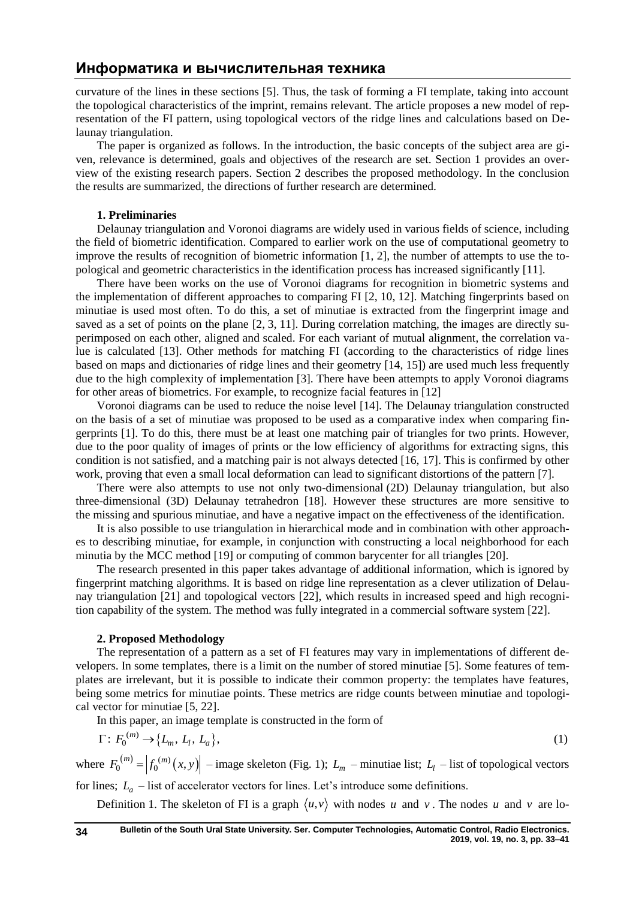curvature of the lines in these sections [5]. Thus, the task of forming a FI template, taking into account the topological characteristics of the imprint, remains relevant. The article proposes a new model of representation of the FI pattern, using topological vectors of the ridge lines and calculations based on Delaunay triangulation.

The paper is organized as follows. In the introduction, the basic concepts of the subject area are given, relevance is determined, goals and objectives of the research are set. Section 1 provides an overview of the existing research papers. Section 2 describes the proposed methodology. In the conclusion the results are summarized, the directions of further research are determined.

### 1. Preliminaries

Delaunay triangulation and Voronoi diagrams are widely used in various fields of science, including the field of biometric identification. Compared to earlier work on the use of computational geometry to improve the results of recognition of biometric information [1, 2], the number of attempts to use the topological and geometric characteristics in the identification process has increased significantly [11].

There have been works on the use of Voronoi diagrams for recognition in biometric systems and the implementation of different approaches to comparing FI [2, 10, 12]. Matching fingerprints based on minutiae is used most often. To do this, a set of minutiae is extracted from the fingerprint image and saved as a set of points on the plane [2, 3, 11]. During correlation matching, the images are directly superimposed on each other, aligned and scaled. For each variant of mutual alignment, the correlation value is calculated [13]. Other methods for matching FI (according to the characteristics of ridge lines based on maps and dictionaries of ridge lines and their geometry [14, 15]) are used much less frequently due to the high complexity of implementation [3]. There have been attempts to apply Voronoi diagrams for other areas of biometrics. For example, to recognize facial features in [12]

Voronoi diagrams can be used to reduce the noise level [14]. The Delaunay triangulation constructed on the basis of a set of minutiae was proposed to be used as a comparative index when comparing fingerprints [1]. To do this, there must be at least one matching pair of triangles for two prints. However, due to the poor quality of images of prints or the low efficiency of algorithms for extracting signs, this condition is not satisfied, and a matching pair is not always detected [16, 17]. This is confirmed by other work, proving that even a small local deformation can lead to significant distortions of the pattern [7].

There were also attempts to use not only two-dimensional (2D) Delaunay triangulation, but also three-dimensional (3D) Delaunay tetrahedron [18]. However these structures are more sensitive to the missing and spurious minutiae, and have a negative impact on the effectiveness of the identification.

It is also possible to use triangulation in hierarchical mode and in combination with other approaches to describing minutiae, for example, in conjunction with constructing a local neighborhood for each minutia by the MCC method [19] or computing of common barycenter for all triangles [20].

The research presented in this paper takes advantage of additional information, which is ignored by fingerprint matching algorithms. It is based on ridge line representation as a clever utilization of Delaunay triangulation [21] and topological vectors [22], which results in increased speed and high recognition capability of the system. The method was fully integrated in a commercial software system [22].

### 2. Proposed Methodology

The representation of a pattern as a set of FI features may vary in implementations of different developers. In some templates, there is a limit on the number of stored minutiae [5]. Some features of templates are irrelevant, but it is possible to indicate their common property: the templates have features, being some metrics for minutiae points. These metrics are ridge counts between minutiae and topological vector for minutiae [5, 22].

In this paper, an image template is constructed in the form of

$$\Gamma:\ F_0^{(m)} \to \{L_m,\ L_l,\ L_a\}, \tag{1}$$

where $F_0^{(m)} = \left| f_0^{(m)}(x, y) \right|$ – image skeleton (Fig. 1); $L_m$ – minutiae list; $L_l$ – list of topological vectors for lines; $L_a$ – list of accelerator vectors for lines. Let's introduce some definitions.

Definition 1. The skeleton of FI is a graph $\langle u, v \rangle$ with nodes $u$ and $v$. The nodes $u$ and $v$ are lo-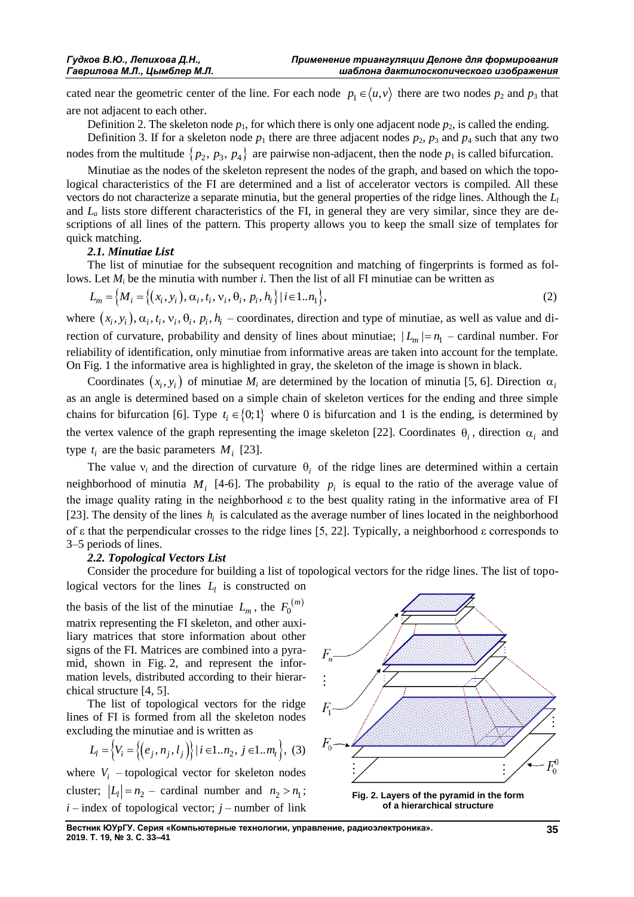cated near the geometric center of the line. For each node $p_1 \in \langle u, v \rangle$ there are two nodes $p_2$ and $p_3$ that are not adjacent to each other.

Definition 2. The skeleton node $p_1$, for which there is only one adjacent node $p_2$, is called the ending.

Definition 3. If for a skeleton node $p_1$ there are three adjacent nodes $p_2$, $p_3$ and $p_4$ such that any two nodes from the multitude $\{p_2, p_3, p_4\}$ are pairwise non-adjacent, then the node $p_1$ is called bifurcation.

Minutiae as the nodes of the skeleton represent the nodes of the graph, and based on which the topological characteristics of the FI are determined and a list of accelerator vectors is compiled. All these vectors do not characterize a separate minutia, but the general properties of the ridge lines. Although the $L_l$ and $L_a$ lists store different characteristics of the FI, in general they are very similar, since they are descriptions of all lines of the pattern. This property allows you to keep the small size of templates for quick matching.

### *2.1. Minutiae List*

The list of minutiae for the subsequent recognition and matching of fingerprints is formed as follows. Let $M_i$ be the minutia with number $i$. Then the list of all FI minutiae can be written as

$$L_m = \left\{ M_i = \left\{ (x_i, y_i), \alpha_i, t_i, \nu_i, \theta_i, p_i, h_i \right\} | \, i \in 1..n_1 \right\}, \tag{2}$$

where $(x_i, y_i), \alpha_i, t_i, \nu_i, \theta_i, p_i, h_i$ – coordinates, direction and type of minutiae, as well as value and direction of curvature, probability and density of lines about minutiae; $|L_m| = n_1$ – cardinal number. For reliability of identification, only minutiae from informative areas are taken into account for the template. On Fig. 1 the informative area is highlighted in gray, the skeleton of the image is shown in black.

Coordinates $(x_i, y_i)$ of minutiae $M_i$ are determined by the location of minutia [5, 6]. Direction $\alpha_i$ as an angle is determined based on a simple chain of skeleton vertices for the ending and three simple chains for bifurcation [6]. Type $t_i \in \{0;1\}$ where 0 is bifurcation and 1 is the ending, is determined by the vertex valence of the graph representing the image skeleton [22]. Coordinates $\theta_i$, direction $\alpha_i$ and type $t_i$ are the basic parameters $M_i$ [23].

The value $\nu_i$ and the direction of curvature $\theta_i$ of the ridge lines are determined within a certain neighborhood of minutia $M_i$ [4-6]. The probability $p_i$ is equal to the ratio of the average value of the image quality rating in the neighborhood $\varepsilon$ to the best quality rating in the informative area of FI [23]. The density of the lines $h_i$ is calculated as the average number of lines located in the neighborhood of $\varepsilon$ that the perpendicular crosses to the ridge lines [5, 22]. Typically, a neighborhood $\varepsilon$ corresponds to 3–5 periods of lines.

### *2.2. Topological Vectors List*

Consider the procedure for building a list of topological vectors for the ridge lines. The list of topological vectors for the lines $L_l$ is constructed on the basis of the list of the minutiae $L_m$, the $F_0^{(m)}$ matrix representing the FI skeleton, and other auxiliary matrices that store information about other signs of the FI. Matrices are combined into a pyramid, shown in Fig. 2, and represent the information levels, distributed according to their hierarchical structure [4, 5].

Fig. 2. Layers of the pyramid in the form of a hierarchical structure

The list of topological vectors for the ridge lines of FI is formed from all the skeleton nodes excluding the minutiae and is written as

$$L_l = \left\{ V_i = \left\{ (e_j, n_j, l_j) \right\} | \, i \in 1..n_2, \; j \in 1..m_t \right\}, \tag{3}$$

where $V_i$ – topological vector for skeleton nodes cluster; $|L_l| = n_2$ – cardinal number and $n_2 > n_1$; $i$ – index of topological vector; $j$ – number of link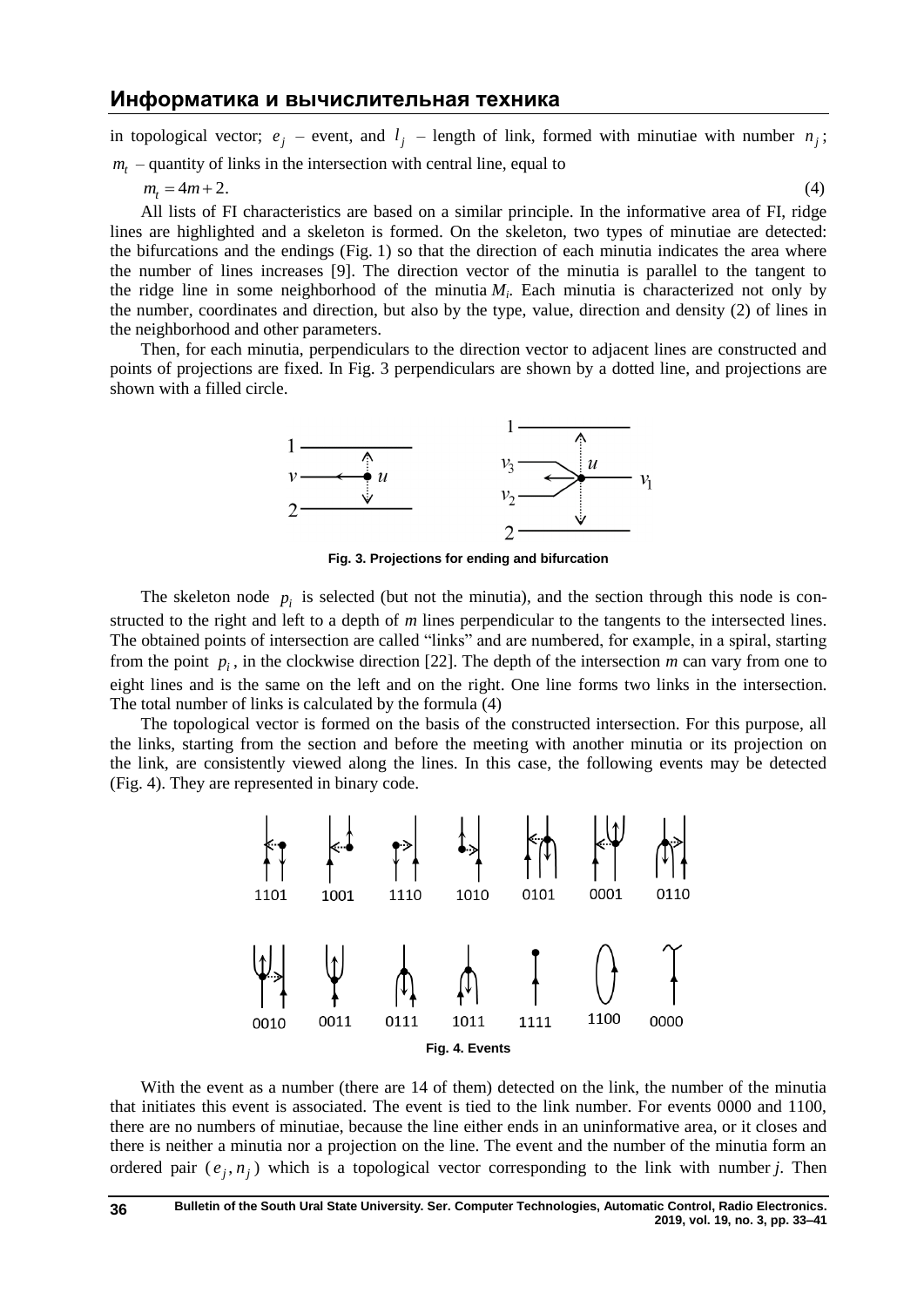in topological vector; $e_j$ – event, and $l_j$ – length of link, formed with minutiae with number $n_j$; $m_t$ – quantity of links in the intersection with central line, equal to

$$m_t = 4m + 2. \tag{4}$$

All lists of FI characteristics are based on a similar principle. In the informative area of FI, ridge lines are highlighted and a skeleton is formed. On the skeleton, two types of minutiae are detected: the bifurcations and the endings (Fig. 1) so that the direction of each minutia indicates the area where the number of lines increases [9]. The direction vector of the minutia is parallel to the tangent to the ridge line in some neighborhood of the minutia $M_i$. Each minutia is characterized not only by the number, coordinates and direction, but also by the type, value, direction and density (2) of lines in the neighborhood and other parameters.

Then, for each minutia, perpendiculars to the direction vector to adjacent lines are constructed and points of projections are fixed. In Fig. 3 perpendiculars are shown by a dotted line, and projections are shown with a filled circle.

**Fig. 3. Projections for ending and bifurcation**

The skeleton node $p_i$ is selected (but not the minutia), and the section through this node is constructed to the right and left to a depth of $m$ lines perpendicular to the tangents to the intersected lines. The obtained points of intersection are called "links" and are numbered, for example, in a spiral, starting from the point $p_i$, in the clockwise direction [22]. The depth of the intersection $m$ can vary from one to eight lines and is the same on the left and on the right. One line forms two links in the intersection. The total number of links is calculated by the formula (4)

The topological vector is formed on the basis of the constructed intersection. For this purpose, all the links, starting from the section and before the meeting with another minutia or its projection on the link, are consistently viewed along the lines. In this case, the following events may be detected (Fig. 4). They are represented in binary code.

1101 1001 1110 1010 0101 0001 0110

0010 0011 0111 1011 1111 1100 0000

**Fig. 4. Events**

With the event as a number (there are 14 of them) detected on the link, the number of the minutia that initiates this event is associated. The event is tied to the link number. For events 0000 and 1100, there are no numbers of minutiae, because the line either ends in an uninformative area, or it closes and there is neither a minutia nor a projection on the line. The event and the number of the minutia form an ordered pair ($e_j, n_j$) which is a topological vector corresponding to the link with number $j$. Then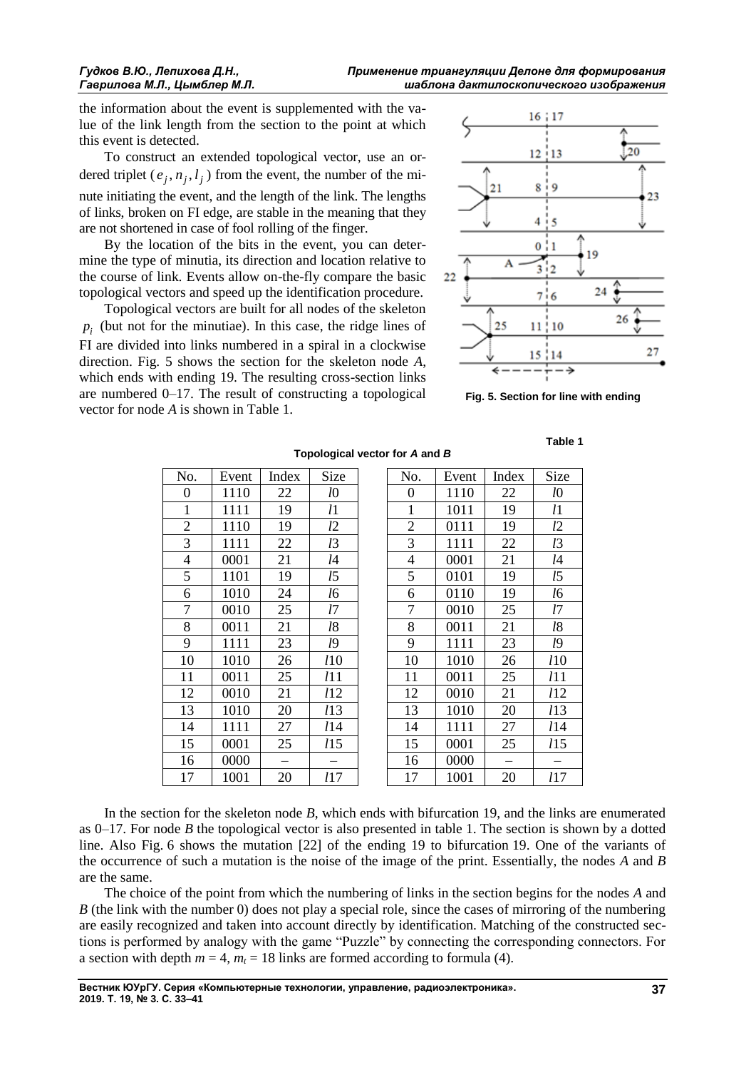the information about the event is supplemented with the value of the link length from the section to the point at which this event is detected.

To construct an extended topological vector, use an ordered triplet ($e_j, n_j, l_j$) from the event, the number of the minute initiating the event, and the length of the link. The lengths of links, broken on FI edge, are stable in the meaning that they are not shortened in case of fool rolling of the finger.

By the location of the bits in the event, you can determine the type of minutia, its direction and location relative to the course of link. Events allow on-the-fly compare the basic topological vectors and speed up the identification procedure.

Topological vectors are built for all nodes of the skeleton $p_i$ (but not for the minutiae). In this case, the ridge lines of FI are divided into links numbered in a spiral in a clockwise direction. Fig. 5 shows the section for the skeleton node *A*, which ends with ending 19. The resulting cross-section links are numbered 0–17. The result of constructing a topological vector for node *A* is shown in Table 1.

**Fig. 5. Section for line with ending**

Table 1

**Topological vector for *A* and *B***

| No. | Event | Index | Size | | No. | Event | Index | Size |
|---|---|---|---|---|---|---|---|---|
| 0 | 1110 | 22 | *l*0 | | 0 | 1110 | 22 | *l*0 |
| 1 | 1111 | 19 | *l*1 | | 1 | 1011 | 19 | *l*1 |
| 2 | 1110 | 19 | *l*2 | | 2 | 0111 | 19 | *l*2 |
| 3 | 1111 | 22 | *l*3 | | 3 | 1111 | 22 | *l*3 |
| 4 | 0001 | 21 | *l*4 | | 4 | 0001 | 21 | *l*4 |
| 5 | 1101 | 19 | *l*5 | | 5 | 0101 | 19 | *l*5 |
| 6 | 1010 | 24 | *l*6 | | 6 | 0110 | 19 | *l*6 |
| 7 | 0010 | 25 | *l*7 | | 7 | 0010 | 25 | *l*7 |
| 8 | 0011 | 21 | *l*8 | | 8 | 0011 | 21 | *l*8 |
| 9 | 1111 | 23 | *l*9 | | 9 | 1111 | 23 | *l*9 |
| 10 | 1010 | 26 | *l*10 | | 10 | 1010 | 26 | *l*10 |
| 11 | 0011 | 25 | *l*11 | | 11 | 0011 | 25 | *l*11 |
| 12 | 0010 | 21 | *l*12 | | 12 | 0010 | 21 | *l*12 |
| 13 | 1010 | 20 | *l*13 | | 13 | 1010 | 20 | *l*13 |
| 14 | 1111 | 27 | *l*14 | | 14 | 1111 | 27 | *l*14 |
| 15 | 0001 | 25 | *l*15 | | 15 | 0001 | 25 | *l*15 |
| 16 | 0000 | – | – | | 16 | 0000 | – | – |
| 17 | 1001 | 20 | *l*17 | | 17 | 1001 | 20 | *l*17 |

In the section for the skeleton node *B*, which ends with bifurcation 19, and the links are enumerated as 0–17. For node *B* the topological vector is also presented in table 1. The section is shown by a dotted line. Also Fig. 6 shows the mutation [22] of the ending 19 to bifurcation 19. One of the variants of the occurrence of such a mutation is the noise of the image of the print. Essentially, the nodes *A* and *B* are the same.

The choice of the point from which the numbering of links in the section begins for the nodes *A* and *B* (the link with the number 0) does not play a special role, since the cases of mirroring of the numbering are easily recognized and taken into account directly by identification. Matching of the constructed sections is performed by analogy with the game "Puzzle" by connecting the corresponding connectors. For a section with depth $m = 4$, $m_t = 18$ links are formed according to formula (4).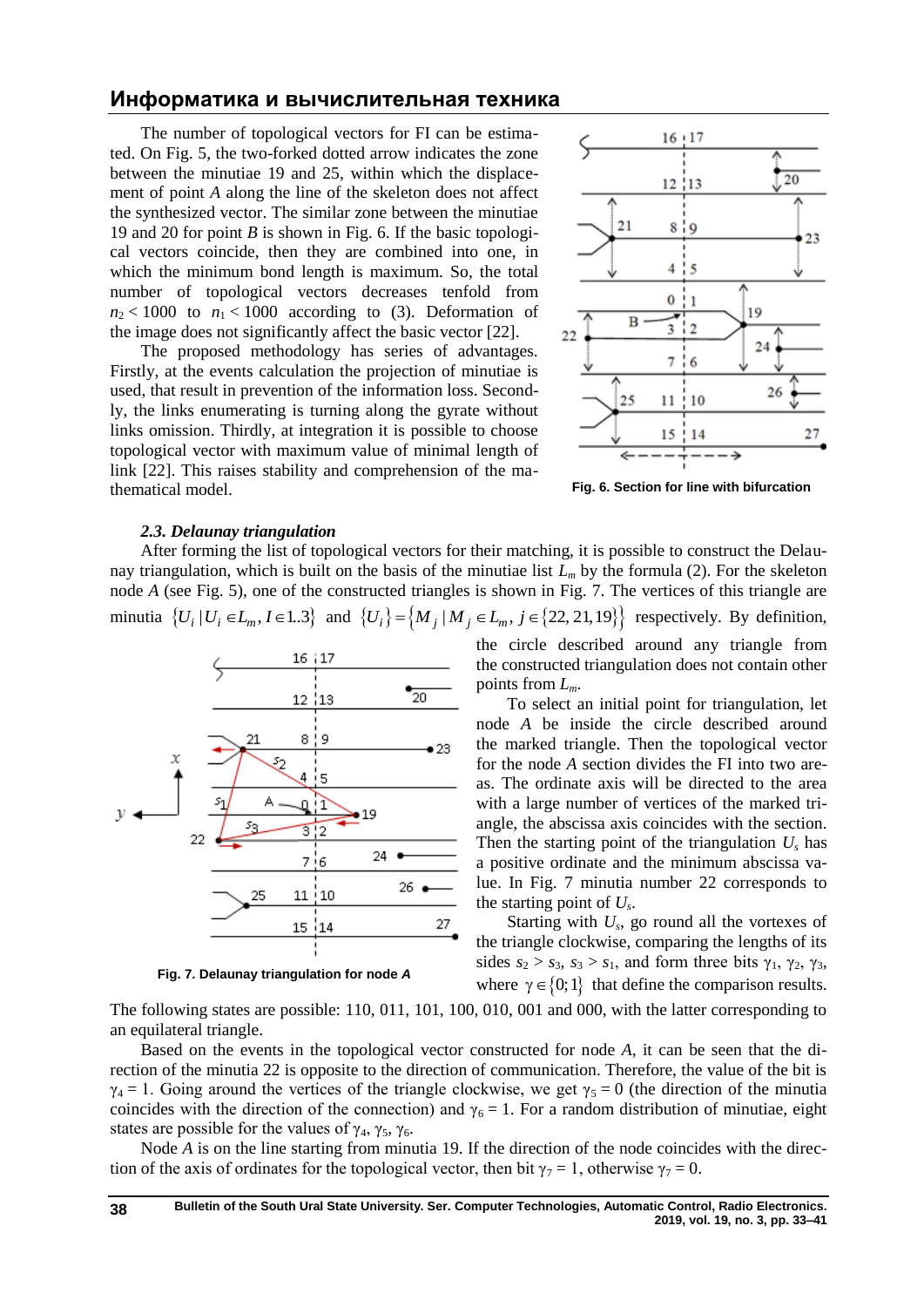The number of topological vectors for FI can be estimated. On Fig. 5, the two-forked dotted arrow indicates the zone between the minutiae 19 and 25, within which the displacement of point *A* along the line of the skeleton does not affect the synthesized vector. The similar zone between the minutiae 19 and 20 for point *B* is shown in Fig. 6. If the basic topological vectors coincide, then they are combined into one, in which the minimum bond length is maximum. So, the total number of topological vectors decreases tenfold from $n_2 < 1000$ to $n_1 < 1000$ according to (3). Deformation of the image does not significantly affect the basic vector [22].

The proposed methodology has series of advantages. Firstly, at the events calculation the projection of minutiae is used, that result in prevention of the information loss. Secondly, the links enumerating is turning along the gyrate without links omission. Thirdly, at integration it is possible to choose topological vector with maximum value of minimal length of link [22]. This raises stability and comprehension of the mathematical model.

**Fig. 6. Section for line with bifurcation**

### *2.3. Delaunay triangulation*

After forming the list of topological vectors for their matching, it is possible to construct the Delaunay triangulation, which is built on the basis of the minutiae list $L_m$ by the formula (2). For the skeleton node *A* (see Fig. 5), one of the constructed triangles is shown in Fig. 7. The vertices of this triangle are minutia $\{U_i \mid U_i \in L_m, I \in 1..3\}$ and $\{U_i\} = \{M_j \mid M_j \in L_m, j \in \{22, 21, 19\}\}$ respectively. By definition, the circle described around any triangle from the constructed triangulation does not contain other points from $L_m$.

To select an initial point for triangulation, let node *A* be inside the circle described around the marked triangle. Then the topological vector for the node *A* section divides the FI into two areas. The ordinate axis will be directed to the area with a large number of vertices of the marked triangle, the abscissa axis coincides with the section. Then the starting point of the triangulation $U_s$ has a positive ordinate and the minimum abscissa value. In Fig. 7 minutia number 22 corresponds to the starting point of $U_s$.

Starting with $U_s$, go round all the vortexes of the triangle clockwise, comparing the lengths of its sides $s_2 > s_3$, $s_3 > s_1$, and form three bits $\gamma_1$, $\gamma_2$, $\gamma_3$, where $\gamma \in \{0; 1\}$ that define the comparison results. The following states are possible: 110, 011, 101, 100, 010, 001 and 000, with the latter corresponding to an equilateral triangle.

**Fig. 7. Delaunay triangulation for node *A***

Based on the events in the topological vector constructed for node *A*, it can be seen that the direction of the minutia 22 is opposite to the direction of communication. Therefore, the value of the bit is $\gamma_4 = 1$. Going around the vertices of the triangle clockwise, we get $\gamma_5 = 0$ (the direction of the minutia coincides with the direction of the connection) and $\gamma_6 = 1$. For a random distribution of minutiae, eight states are possible for the values of $\gamma_4$, $\gamma_5$, $\gamma_6$.

Node *A* is on the line starting from minutia 19. If the direction of the node coincides with the direction of the axis of ordinates for the topological vector, then bit $\gamma_7 = 1$, otherwise $\gamma_7 = 0$.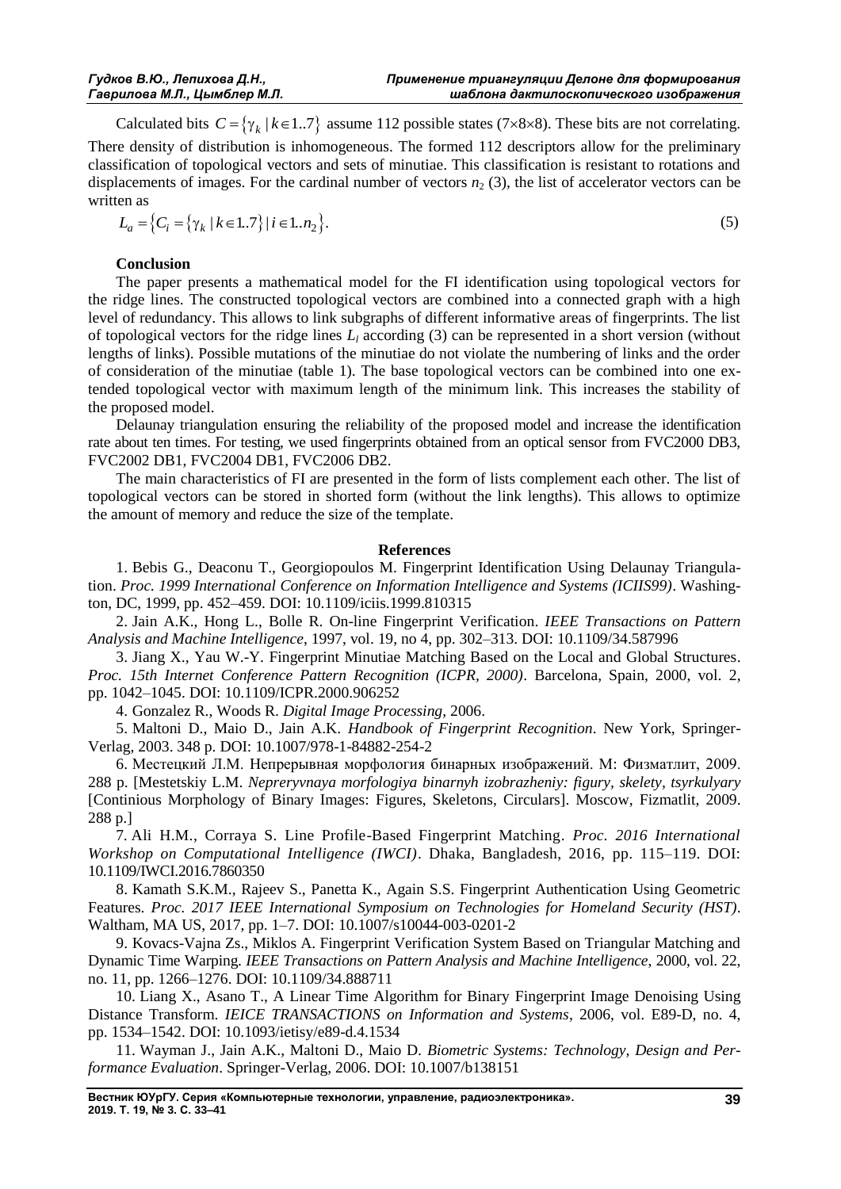Calculated bits $C = \{\gamma_k \mid k \in 1..7\}$ assume 112 possible states (7×8×8). These bits are not correlating. There density of distribution is inhomogeneous. The formed 112 descriptors allow for the preliminary classification of topological vectors and sets of minutiae. This classification is resistant to rotations and displacements of images. For the cardinal number of vectors $n_2$ (3), the list of accelerator vectors can be written as

$$L_a = \{C_i = \{\gamma_k \mid k \in 1..7\} \mid i \in 1..n_2\}. \quad (5)$$

## Conclusion

The paper presents a mathematical model for the FI identification using topological vectors for the ridge lines. The constructed topological vectors are combined into a connected graph with a high level of redundancy. This allows to link subgraphs of different informative areas of fingerprints. The list of topological vectors for the ridge lines $L_l$ according (3) can be represented in a short version (without lengths of links). Possible mutations of the minutiae do not violate the numbering of links and the order of consideration of the minutiae (table 1). The base topological vectors can be combined into one extended topological vector with maximum length of the minimum link. This increases the stability of the proposed model.

Delaunay triangulation ensuring the reliability of the proposed model and increase the identification rate about ten times. For testing, we used fingerprints obtained from an optical sensor from FVC2000 DB3, FVC2002 DB1, FVC2004 DB1, FVC2006 DB2.

The main characteristics of FI are presented in the form of lists complement each other. The list of topological vectors can be stored in shorted form (without the link lengths). This allows to optimize the amount of memory and reduce the size of the template.

## References

1. Bebis G., Deaconu T., Georgiopoulos M. Fingerprint Identification Using Delaunay Triangulation. *Proc. 1999 International Conference on Information Intelligence and Systems (ICIIS99)*. Washington, DC, 1999, pp. 452–459. DOI: 10.1109/iciis.1999.810315

2. Jain A.K., Hong L., Bolle R. On-line Fingerprint Verification. *IEEE Transactions on Pattern Analysis and Machine Intelligence*, 1997, vol. 19, no 4, pp. 302–313. DOI: 10.1109/34.587996

3. Jiang X., Yau W.-Y. Fingerprint Minutiae Matching Based on the Local and Global Structures. *Proc. 15th Internet Conference Pattern Recognition (ICPR, 2000)*. Barcelona, Spain, 2000, vol. 2, pp. 1042–1045. DOI: 10.1109/ICPR.2000.906252

4. Gonzalez R., Woods R. *Digital Image Processing*, 2006.

5. Maltoni D., Maio D., Jain A.K. *Handbook of Fingerprint Recognition*. New York, Springer-Verlag, 2003. 348 p. DOI: 10.1007/978-1-84882-254-2

6. Местецкий Л.М. Непрерывная морфология бинарных изображений. М: Физматлит, 2009. 288 p. [Mestetskiy L.M. *Nepreryvnaya morfologiya binarnyh izobrazheniy: figury, skelety, tsyrkulyary* [Continious Morphology of Binary Images: Figures, Skeletons, Circulars]. Moscow, Fizmatlit, 2009. 288 p.]

7. Ali H.M., Corraya S. Line Profile-Based Fingerprint Matching. *Proc. 2016 International Workshop on Computational Intelligence (IWCI)*. Dhaka, Bangladesh, 2016, pp. 115–119. DOI: 10.1109/IWCI.2016.7860350

8. Kamath S.K.M., Rajeev S., Panetta K., Again S.S. Fingerprint Authentication Using Geometric Features. *Proc. 2017 IEEE International Symposium on Technologies for Homeland Security (HST)*. Waltham, MA US, 2017, pp. 1–7. DOI: 10.1007/s10044-003-0201-2

9. Kovacs-Vajna Zs., Miklos A. Fingerprint Verification System Based on Triangular Matching and Dynamic Time Warping. *IEEE Transactions on Pattern Analysis and Machine Intelligence*, 2000, vol. 22, no. 11, pp. 1266–1276. DOI: 10.1109/34.888711

10. Liang X., Asano T., A Linear Time Algorithm for Binary Fingerprint Image Denoising Using Distance Transform. *IEICE TRANSACTIONS on Information and Systems*, 2006, vol. E89-D, no. 4, pp. 1534–1542. DOI: 10.1093/ietisy/e89-d.4.1534

11. Wayman J., Jain A.K., Maltoni D., Maio D. *Biometric Systems: Technology, Design and Performance Evaluation*. Springer-Verlag, 2006. DOI: 10.1007/b138151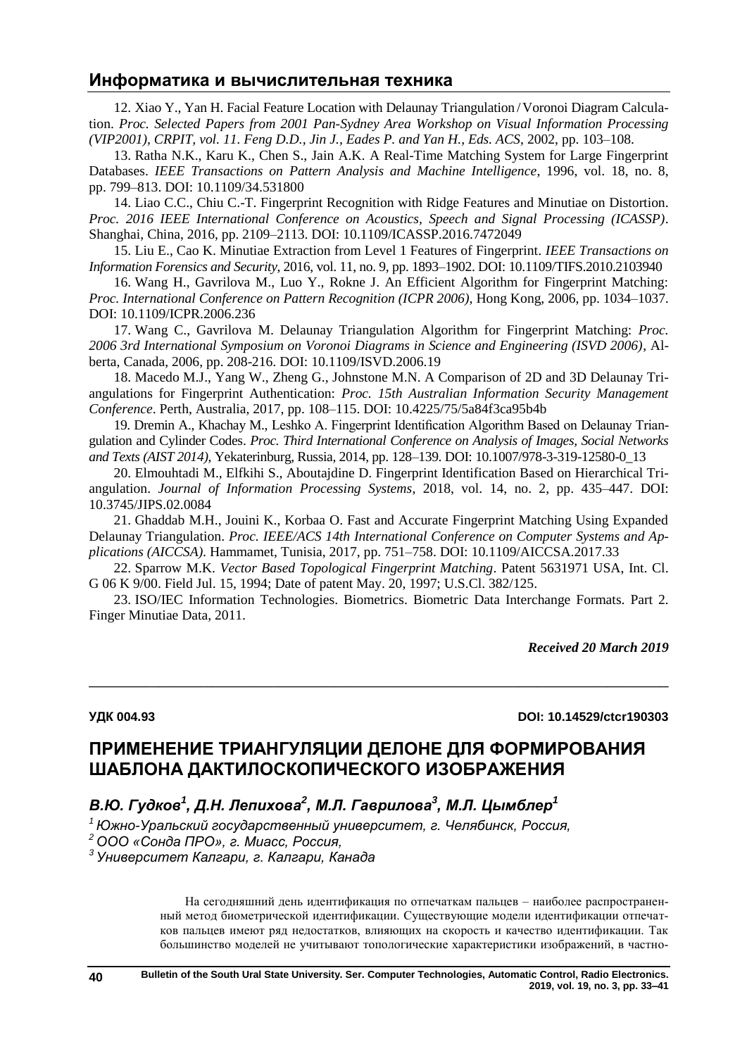12. Xiao Y., Yan H. Facial Feature Location with Delaunay Triangulation / Voronoi Diagram Calculation. *Proc. Selected Papers from 2001 Pan-Sydney Area Workshop on Visual Information Processing (VIP2001), CRPIT, vol. 11. Feng D.D., Jin J., Eades P. and Yan H., Eds. ACS*, 2002, pp. 103–108.

13. Ratha N.K., Karu K., Chen S., Jain A.K. A Real-Time Matching System for Large Fingerprint Databases. *IEEE Transactions on Pattern Analysis and Machine Intelligence*, 1996, vol. 18, no. 8, pp. 799–813. DOI: 10.1109/34.531800

14. Liao C.C., Chiu C.-T. Fingerprint Recognition with Ridge Features and Minutiae on Distortion. *Proc. 2016 IEEE International Conference on Acoustics, Speech and Signal Processing (ICASSP)*. Shanghai, China, 2016, pp. 2109–2113. DOI: 10.1109/ICASSP.2016.7472049

15. Liu E., Cao K. Minutiae Extraction from Level 1 Features of Fingerprint. *IEEE Transactions on Information Forensics and Security*, 2016, vol. 11, no. 9, pp. 1893–1902. DOI: 10.1109/TIFS.2010.2103940

16. Wang H., Gavrilova M., Luo Y., Rokne J. An Efficient Algorithm for Fingerprint Matching: *Proc. International Conference on Pattern Recognition (ICPR 2006)*, Hong Kong, 2006, pp. 1034–1037. DOI: 10.1109/ICPR.2006.236

17. Wang C., Gavrilova M. Delaunay Triangulation Algorithm for Fingerprint Matching: *Proc. 2006 3rd International Symposium on Voronoi Diagrams in Science and Engineering (ISVD 2006)*, Alberta, Canada, 2006, pp. 208-216. DOI: 10.1109/ISVD.2006.19

18. Macedo M.J., Yang W., Zheng G., Johnstone M.N. A Comparison of 2D and 3D Delaunay Triangulations for Fingerprint Authentication: *Proc. 15th Australian Information Security Management Conference*. Perth, Australia, 2017, pp. 108–115. DOI: 10.4225/75/5a84f3ca95b4b

19. Dremin A., Khachay M., Leshko A. Fingerprint Identification Algorithm Based on Delaunay Triangulation and Cylinder Codes. *Proc. Third International Conference on Analysis of Images, Social Networks and Texts (AIST 2014)*, Yekaterinburg, Russia, 2014, pp. 128–139. DOI: 10.1007/978-3-319-12580-0_13

20. Elmouhtadi M., Elfkihi S., Aboutajdine D. Fingerprint Identification Based on Hierarchical Triangulation. *Journal of Information Processing Systems*, 2018, vol. 14, no. 2, pp. 435–447. DOI: 10.3745/JIPS.02.0084

21. Ghaddab M.H., Jouini K., Korbaa O. Fast and Accurate Fingerprint Matching Using Expanded Delaunay Triangulation. *Proc. IEEE/ACS 14th International Conference on Computer Systems and Applications (AICCSA)*. Hammamet, Tunisia, 2017, pp. 751–758. DOI: 10.1109/AICCSA.2017.33

22. Sparrow M.K. *Vector Based Topological Fingerprint Matching*. Patent 5631971 USA, Int. Cl. G 06 K 9/00. Field Jul. 15, 1994; Date of patent May. 20, 1997; U.S.Cl. 382/125.

23. ISO/IEC Information Technologies. Biometrics. Biometric Data Interchange Formats. Part 2. Finger Minutiae Data, 2011.

***Received 20 March 2019***

---

**УДК 004.93** **DOI: 10.14529/ctcr190303**

# ПРИМЕНЕНИЕ ТРИАНГУЛЯЦИИ ДЕЛОНЕ ДЛЯ ФОРМИРОВАНИЯ ШАБЛОНА ДАКТИЛОСКОПИЧЕСКОГО ИЗОБРАЖЕНИЯ

***В.Ю. Гудков[1], Д.Н. Лепихова[2], М.Л. Гаврилова[3], М.Л. Цымблер[1]***

*[1] Южно-Уральский государственный университет, г. Челябинск, Россия,*
*[2] ООО «Сонда ПРО», г. Миасс, Россия,*
*[3] Университет Калгари, г. Калгари, Канада*

На сегодняшний день идентификация по отпечаткам пальцев – наиболее распространенный метод биометрической идентификации. Существующие модели идентификации отпечатков пальцев имеют ряд недостатков, влияющих на скорость и качество идентификации. Так большинство моделей не учитывают топологические характеристики изображений, в частно-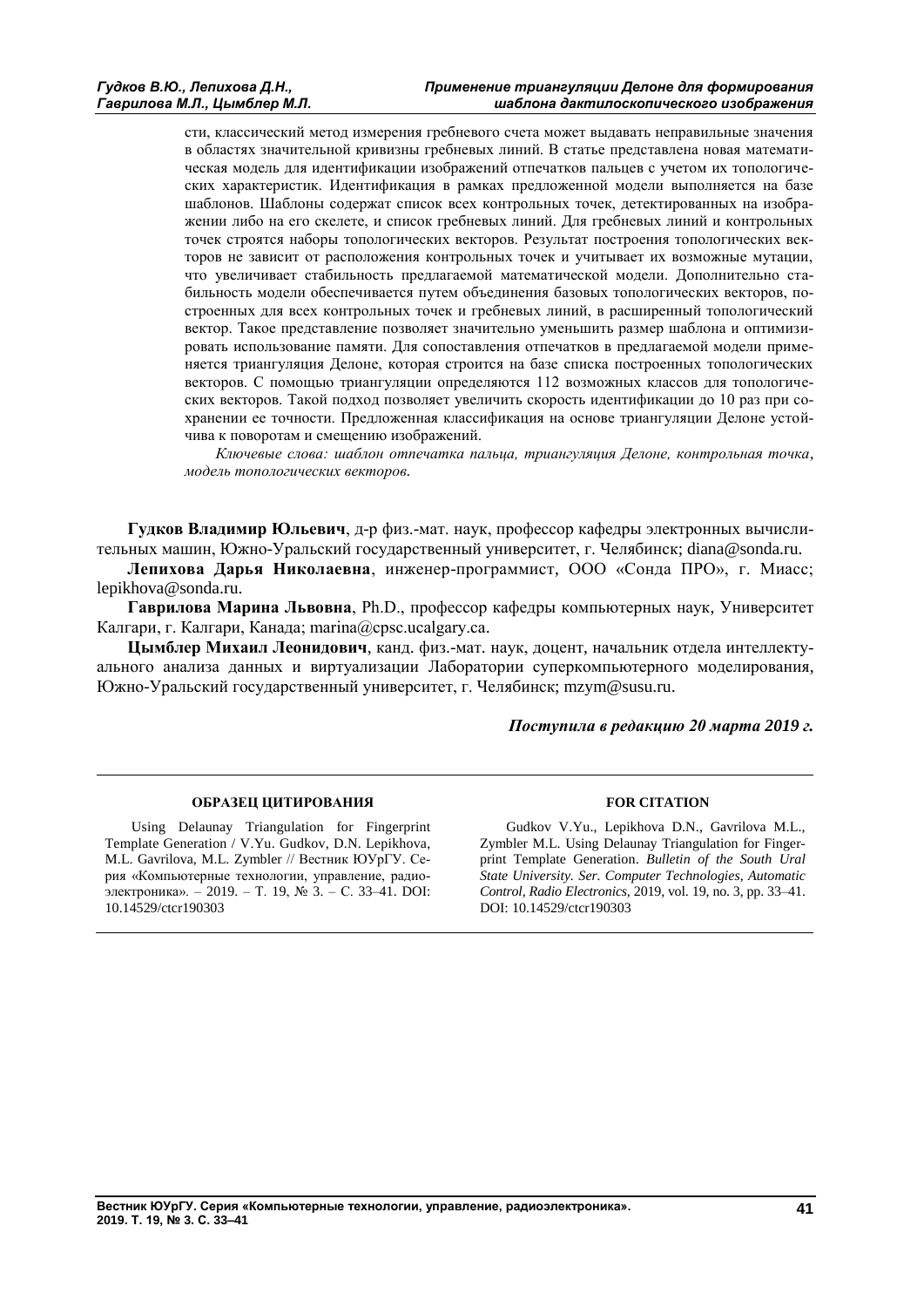сти, классический метод измерения гребневого счета может выдавать неправильные значения в областях значительной кривизны гребневых линий. В статье представлена новая математическая модель для идентификации изображений отпечатков пальцев с учетом их топологических характеристик. Идентификация в рамках предложенной модели выполняется на базе шаблонов. Шаблоны содержат список всех контрольных точек, детектированных на изображении либо на его скелете, и список гребневых линий. Для гребневых линий и контрольных точек строятся наборы топологических векторов. Результат построения топологических векторов не зависит от расположения контрольных точек и учитывает их возможные мутации, что увеличивает стабильность предлагаемой математической модели. Дополнительно стабильность модели обеспечивается путем объединения базовых топологических векторов, построенных для всех контрольных точек и гребневых линий, в расширенный топологический вектор. Такое представление позволяет значительно уменьшить размер шаблона и оптимизировать использование памяти. Для сопоставления отпечатков в предлагаемой модели применяется триангуляция Делоне, которая строится на базе списка построенных топологических векторов. С помощью триангуляции определяются 112 возможных классов для топологических векторов. Такой подход позволяет увеличить скорость идентификации до 10 раз при сохранении ее точности. Предложенная классификация на основе триангуляции Делоне устойчива к поворотам и смещению изображений.

*Ключевые слова: шаблон отпечатка пальца, триангуляция Делоне, контрольная точка, модель топологических векторов.*

**Гудков Владимир Юльевич**, д-р физ.-мат. наук, профессор кафедры электронных вычислительных машин, Южно-Уральский государственный университет, г. Челябинск; diana@sonda.ru.

**Лепихова Дарья Николаевна**, инженер-программист, ООО «Сонда ПРО», г. Миасс; lepikhova@sonda.ru.

**Гаврилова Марина Львовна**, Ph.D., профессор кафедры компьютерных наук, Университет Калгари, г. Калгари, Канада; marina@cpsc.ucalgary.ca.

**Цымблер Михаил Леонидович**, канд. физ.-мат. наук, доцент, начальник отдела интеллектуального анализа данных и виртуализации Лаборатории суперкомпьютерного моделирования, Южно-Уральский государственный университет, г. Челябинск; mzym@susu.ru.

***Поступила в редакцию 20 марта 2019 г.***

---

**ОБРАЗЕЦ ЦИТИРОВАНИЯ**

Using Delaunay Triangulation for Fingerprint Template Generation / V.Yu. Gudkov, D.N. Lepikhova, M.L. Gavrilova, M.L. Zymbler // Вестник ЮУрГУ. Серия «Компьютерные технологии, управление, радиоэлектроника». – 2019. – Т. 19, № 3. – С. 33–41. DOI: 10.14529/ctcr190303

**FOR CITATION**

Gudkov V.Yu., Lepikhova D.N., Gavrilova M.L., Zymbler M.L. Using Delaunay Triangulation for Fingerprint Template Generation. *Bulletin of the South Ural State University. Ser. Computer Technologies, Automatic Control, Radio Electronics*, 2019, vol. 19, no. 3, pp. 33–41. DOI: 10.14529/ctcr190303